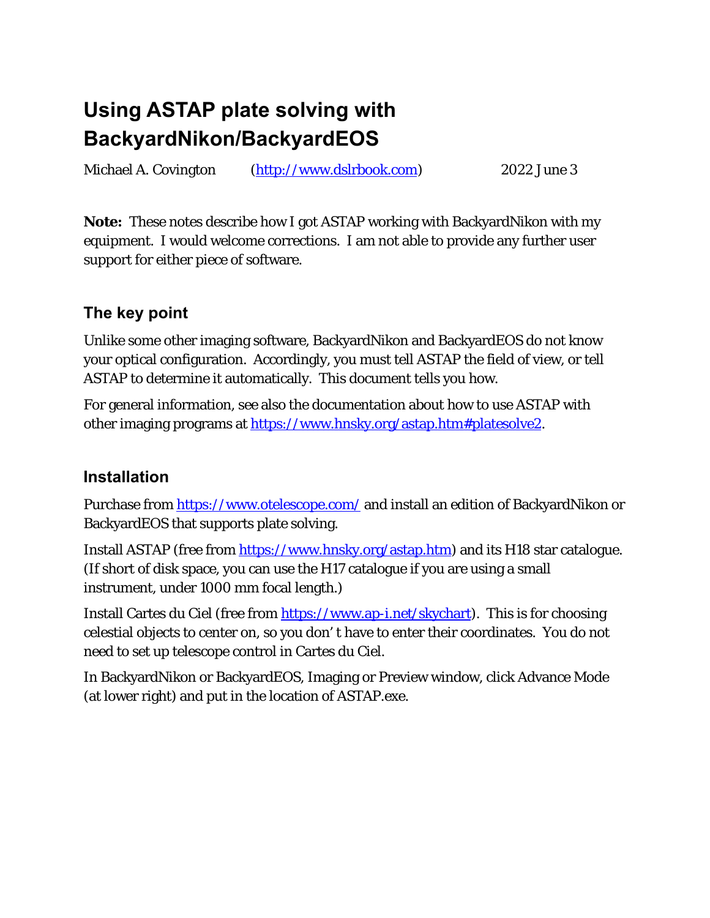# Using ASTAP plate solving with BackyardNikon/BackyardEOS

Michael A. Covington (http://www.dslrbook.com) 2022 June 3

**Note:** These notes describe how I got ASTAP working with BackyardNikon with my equipment. I would welcome corrections. I am not able to provide any further user support for either piece of software.

## The key point

Unlike some other imaging software, BackyardNikon and BackyardEOS do not know your optical configuration. Accordingly, you must tell ASTAP the field of view, or tell ASTAP to determine it automatically. This document tells you how.

For general information, see also the documentation about how to use ASTAP with other imaging programs at https://www.hnsky.org/astap.htm#platesolve2.

## Installation

Purchase from https://www.otelescope.com/ and install an edition of BackyardNikon or BackyardEOS that supports plate solving.

Install ASTAP (free from https://www.hnsky.org/astap.htm) and its H18 star catalogue. (If short of disk space, you can use the H17 catalogue if you are using a small instrument, under 1000 mm focal length.)

Install Cartes du Ciel (free from https://www.ap-i.net/skychart). This is for choosing celestial objects to center on, so you don't have to enter their coordinates. You do not need to set up telescope control in Cartes du Ciel.

In BackyardNikon or BackyardEOS, Imaging or Preview window, click Advance Mode (at lower right) and put in the location of ASTAP.exe.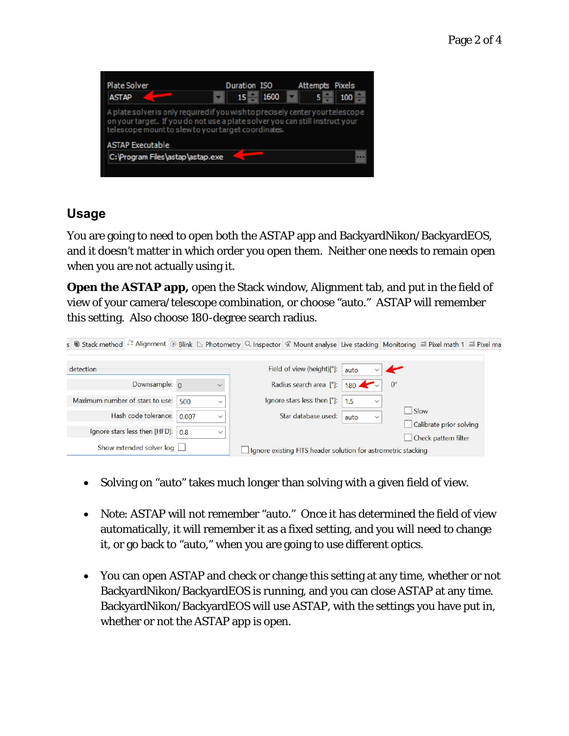## Usage

You are going to need to open both the ASTAP app and BackyardNikon/BackyardEOS, and it doesn't matter in which order you open them. Neither one needs to remain open when you are not actually using it.

**Open the ASTAP app,** open the Stack window, Alignment tab, and put in the field of view of your camera/telescope combination, or choose "auto." ASTAP will remember this setting. Also choose 180-degree search radius.

- Solving on "auto" takes much longer than solving with a given field of view.
- Note: ASTAP will not remember "auto." Once it has determined the field of view automatically, it will remember it as a fixed setting, and you will need to change it, or go back to "auto," when you are going to use different optics.
- You can open ASTAP and check or change this setting at any time, whether or not BackyardNikon/BackyardEOS is running, and you can close ASTAP at any time. BackyardNikon/BackyardEOS will use ASTAP, with the settings you have put in, whether or not the ASTAP app is open.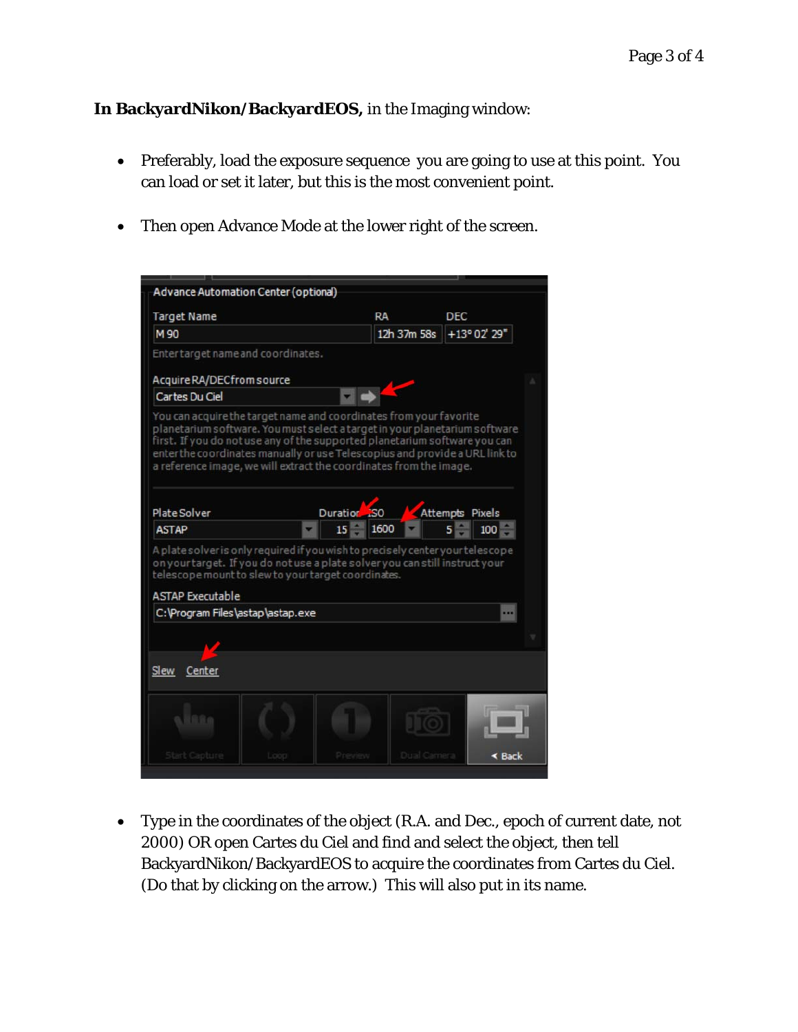**In BackyardNikon/BackyardEOS,** in the Imaging window:

- Preferably, load the exposure sequence you are going to use at this point. You can load or set it later, but this is the most convenient point.

- Then open Advance Mode at the lower right of the screen.

- Type in the coordinates of the object (R.A. and Dec., epoch of current date, not 2000) OR open Cartes du Ciel and find and select the object, then tell BackyardNikon/BackyardEOS to acquire the coordinates from Cartes du Ciel. (Do that by clicking on the arrow.) This will also put in its name.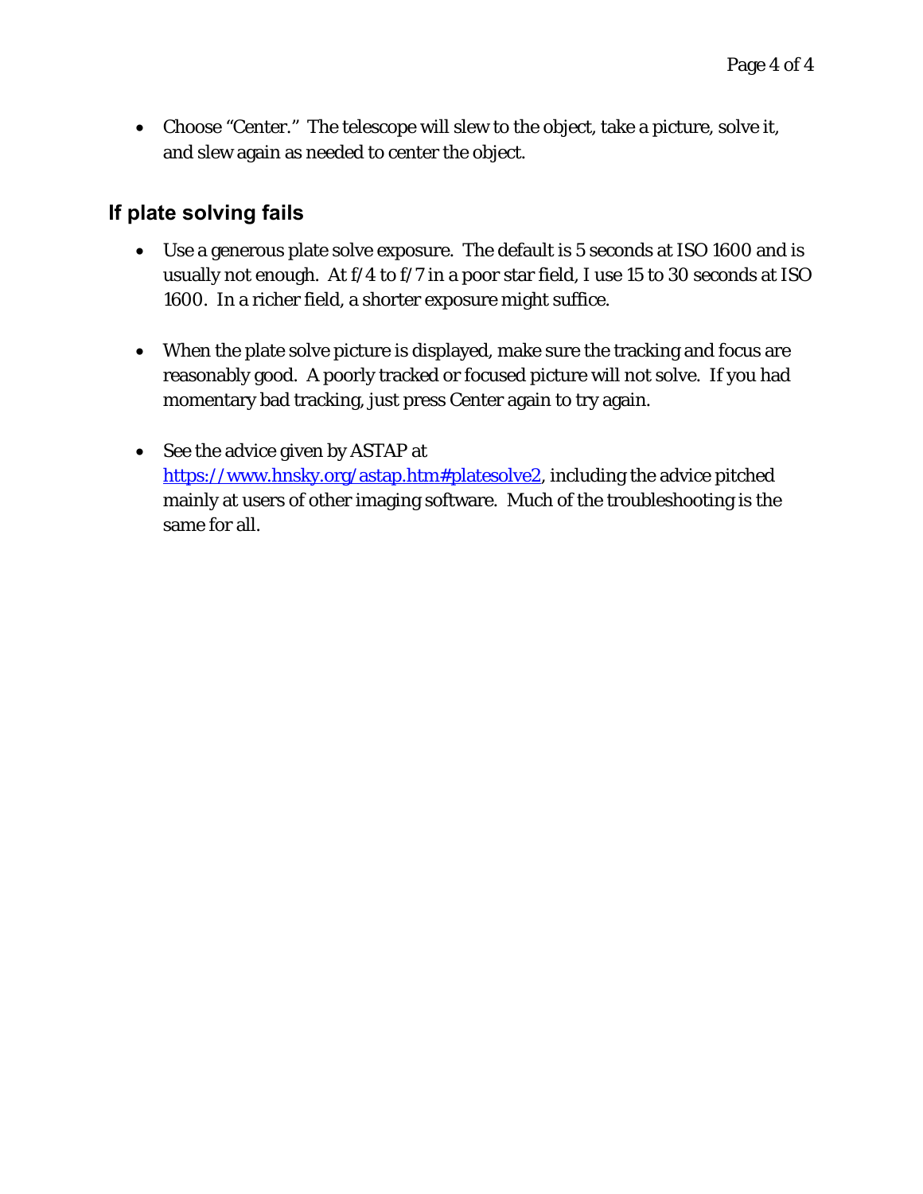- Choose “Center.” The telescope will slew to the object, take a picture, solve it, and slew again as needed to center the object.

## If plate solving fails

- Use a generous plate solve exposure. The default is 5 seconds at ISO 1600 and is usually not enough. At f/4 to f/7 in a poor star field, I use 15 to 30 seconds at ISO 1600. In a richer field, a shorter exposure might suffice.

- When the plate solve picture is displayed, make sure the tracking and focus are reasonably good. A poorly tracked or focused picture will not solve. If you had momentary bad tracking, just press Center again to try again.

- See the advice given by ASTAP at [https://www.hnsky.org/astap.htm#platesolve2](https://www.hnsky.org/astap.htm#platesolve2), including the advice pitched mainly at users of other imaging software. Much of the troubleshooting is the same for all.